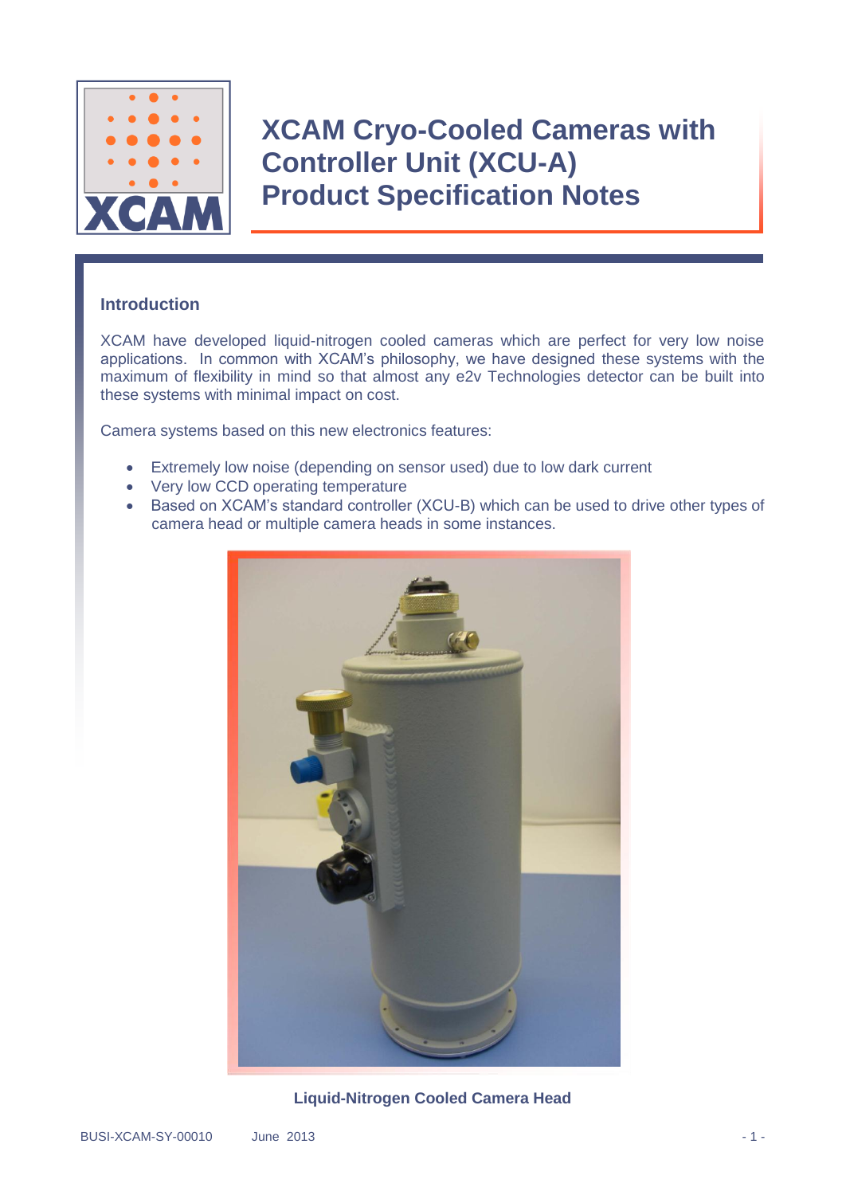# XCAM Cryo-Cooled Cameras with Controller Unit (XCU-A) Product Specification Notes

## Introduction

XCAM have developed liquid-nitrogen cooled cameras which are perfect for very low noise applications. In common with XCAM's philosophy, we have designed these systems with the maximum of flexibility in mind so that almost any e2v Technologies detector can be built into these systems with minimal impact on cost.

Camera systems based on this new electronics features:

- Extremely low noise (depending on sensor used) due to low dark current
- Very low CCD operating temperature
- Based on XCAM's standard controller (XCU-B) which can be used to drive other types of camera head or multiple camera heads in some instances.

**Liquid-Nitrogen Cooled Camera Head**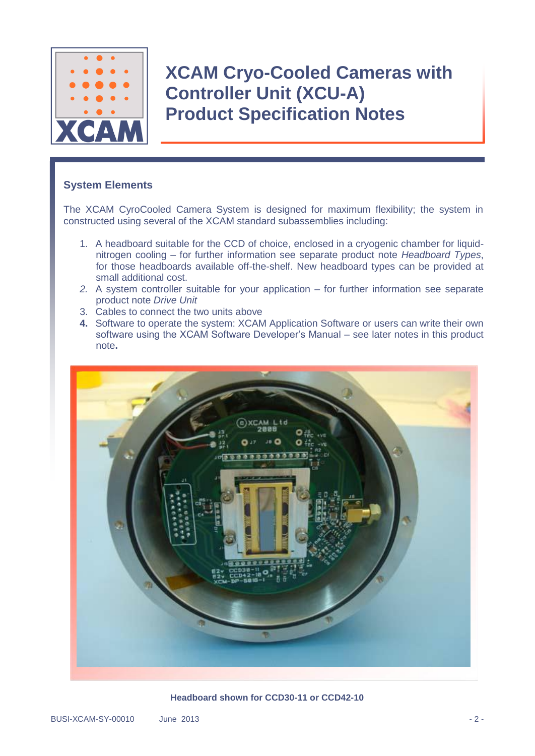# XCAM Cryo-Cooled Cameras with Controller Unit (XCU-A) Product Specification Notes

## System Elements

The XCAM CyroCooled Camera System is designed for maximum flexibility; the system in constructed using several of the XCAM standard subassemblies including:

1. A headboard suitable for the CCD of choice, enclosed in a cryogenic chamber for liquid-nitrogen cooling – for further information see separate product note *Headboard Types*, for those headboards available off-the-shelf. New headboard types can be provided at small additional cost.
2. A system controller suitable for your application – for further information see separate product note *Drive Unit*
3. Cables to connect the two units above
4. Software to operate the system: XCAM Application Software or users can write their own software using the XCAM Software Developer's Manual – see later notes in this product note.

**Headboard shown for CCD30-11 or CCD42-10**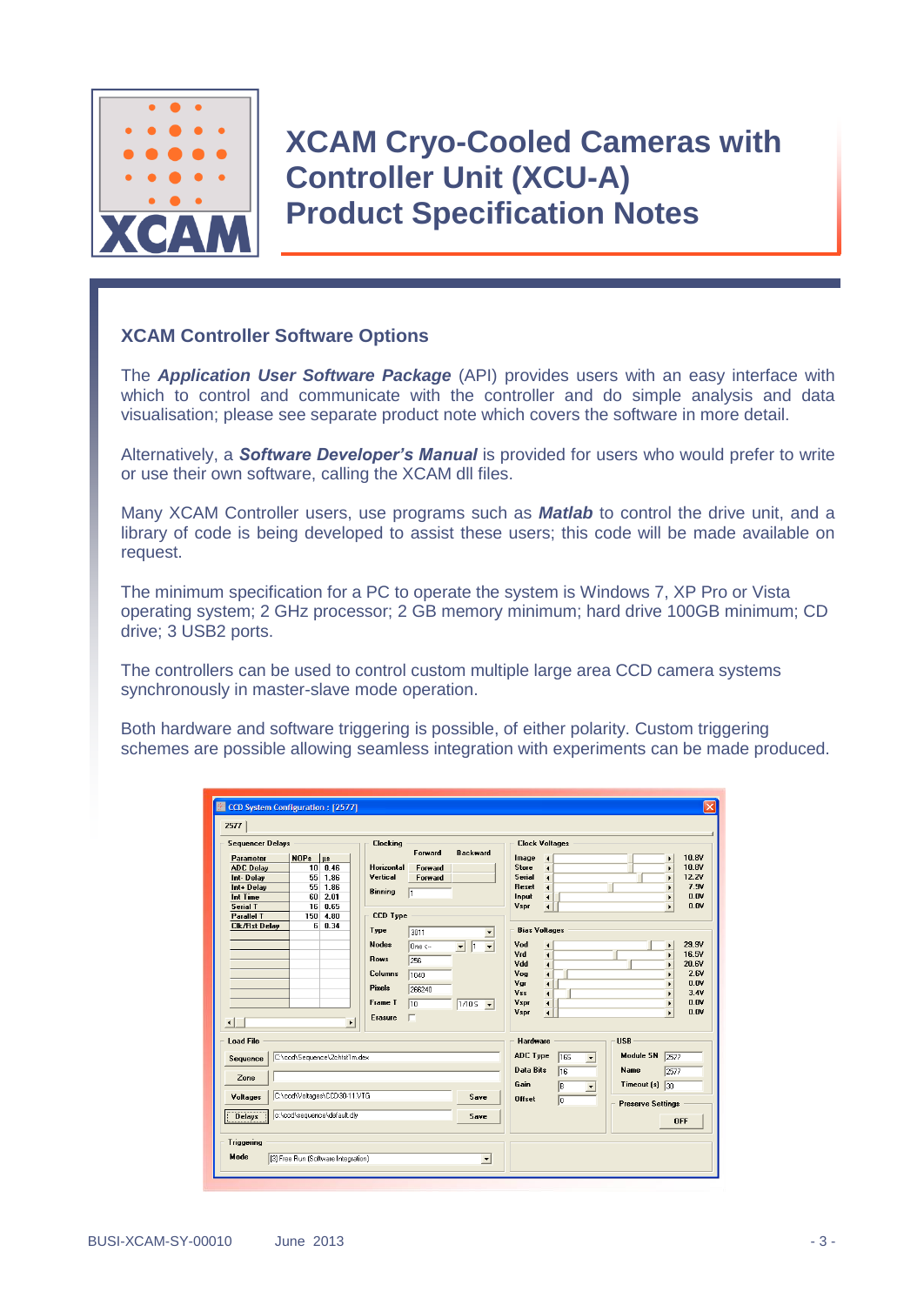# XCAM Cryo-Cooled Cameras with Controller Unit (XCU-A) Product Specification Notes

## XCAM Controller Software Options

The ***Application User Software Package*** (API) provides users with an easy interface with which to control and communicate with the controller and do simple analysis and data visualisation; please see separate product note which covers the software in more detail.

Alternatively, a ***Software Developer's Manual*** is provided for users who would prefer to write or use their own software, calling the XCAM dll files.

Many XCAM Controller users, use programs such as ***Matlab*** to control the drive unit, and a library of code is being developed to assist these users; this code will be made available on request.

The minimum specification for a PC to operate the system is Windows 7, XP Pro or Vista operating system; 2 GHz processor; 2 GB memory minimum; hard drive 100GB minimum; CD drive; 3 USB2 ports.

The controllers can be used to control custom multiple large area CCD camera systems synchronously in master-slave mode operation.

Both hardware and software triggering is possible, of either polarity. Custom triggering schemes are possible allowing seamless integration with experiments can be made produced.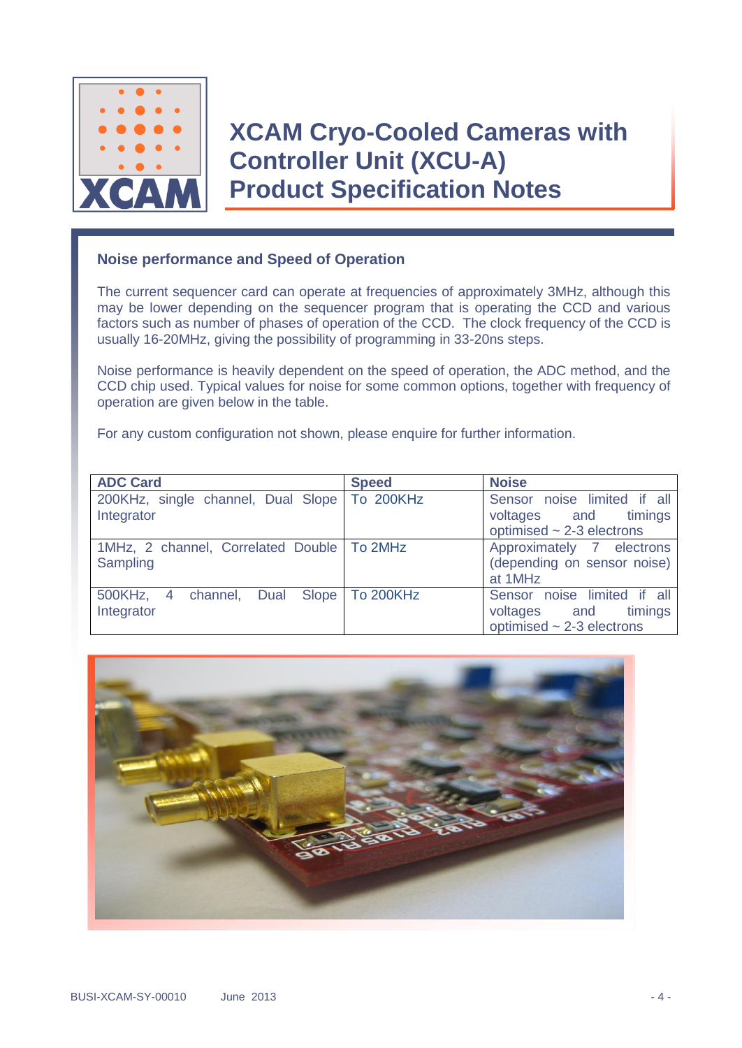# XCAM Cryo-Cooled Cameras with Controller Unit (XCU-A) Product Specification Notes

## Noise performance and Speed of Operation

The current sequencer card can operate at frequencies of approximately 3MHz, although this may be lower depending on the sequencer program that is operating the CCD and various factors such as number of phases of operation of the CCD. The clock frequency of the CCD is usually 16-20MHz, giving the possibility of programming in 33-20ns steps.

Noise performance is heavily dependent on the speed of operation, the ADC method, and the CCD chip used. Typical values for noise for some common options, together with frequency of operation are given below in the table.

For any custom configuration not shown, please enquire for further information.

| ADC Card | Speed | Noise |
|---|---|---|
| 200KHz, single channel, Dual Slope Integrator | To 200KHz | Sensor noise limited if all voltages and timings optimised ~ 2-3 electrons |
| 1MHz, 2 channel, Correlated Double Sampling | To 2MHz | Approximately 7 electrons (depending on sensor noise) at 1MHz |
| 500KHz, 4 channel, Dual Slope Integrator | To 200KHz | Sensor noise limited if all voltages and timings optimised ~ 2-3 electrons |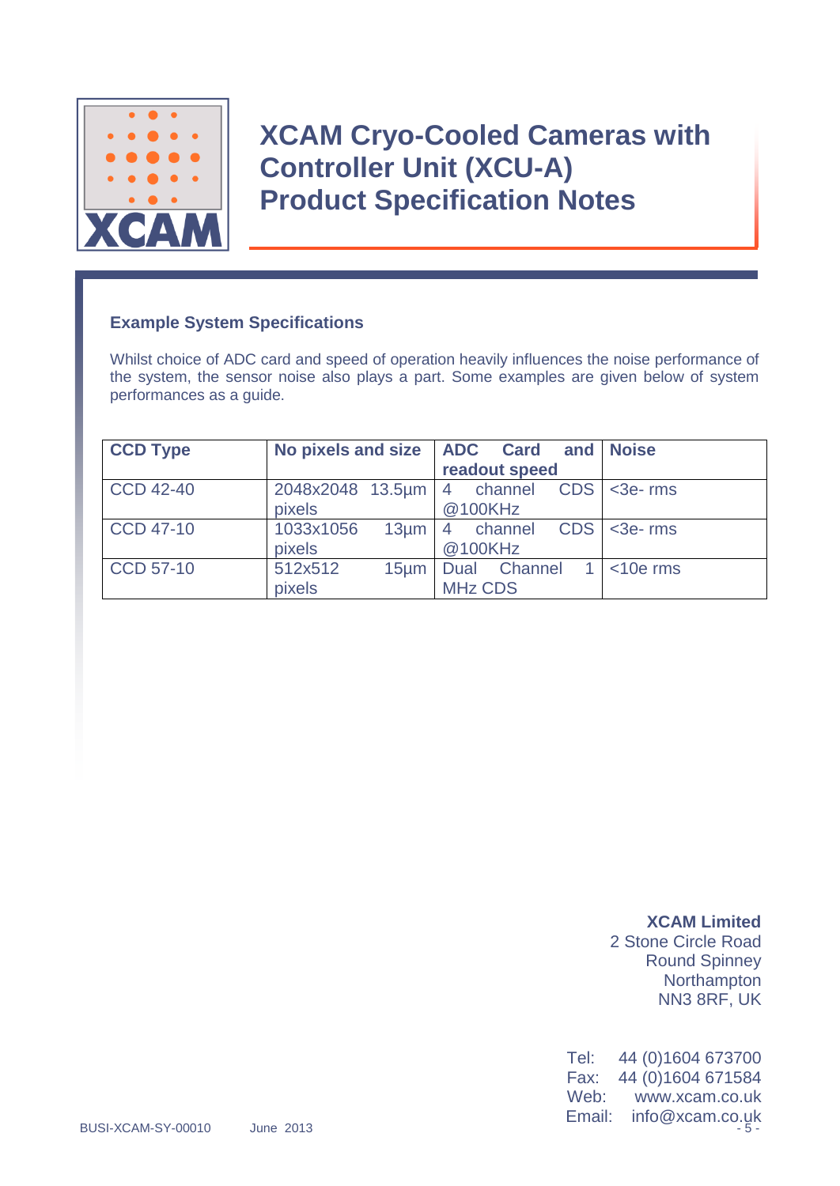# XCAM Cryo-Cooled Cameras with Controller Unit (XCU-A) Product Specification Notes

## Example System Specifications

Whilst choice of ADC card and speed of operation heavily influences the noise performance of the system, the sensor noise also plays a part. Some examples are given below of system performances as a guide.

| CCD Type | No pixels and size | ADC Card and readout speed | Noise |
|---|---|---|---|
| CCD 42-40 | 2048x2048 13.5µm pixels | 4 channel CDS @100KHz | <3e- rms |
| CCD 47-10 | 1033x1056 13µm pixels | 4 channel CDS @100KHz | <3e- rms |
| CCD 57-10 | 512x512 15µm pixels | Dual Channel 1 MHz CDS | <10e rms |

**XCAM Limited**
2 Stone Circle Road
Round Spinney
Northampton
NN3 8RF, UK

Tel: 44 (0)1604 673700
Fax: 44 (0)1604 671584
Web: www.xcam.co.uk
Email: info@xcam.co.uk

BUSI-XCAM-SY-00010 June 2013